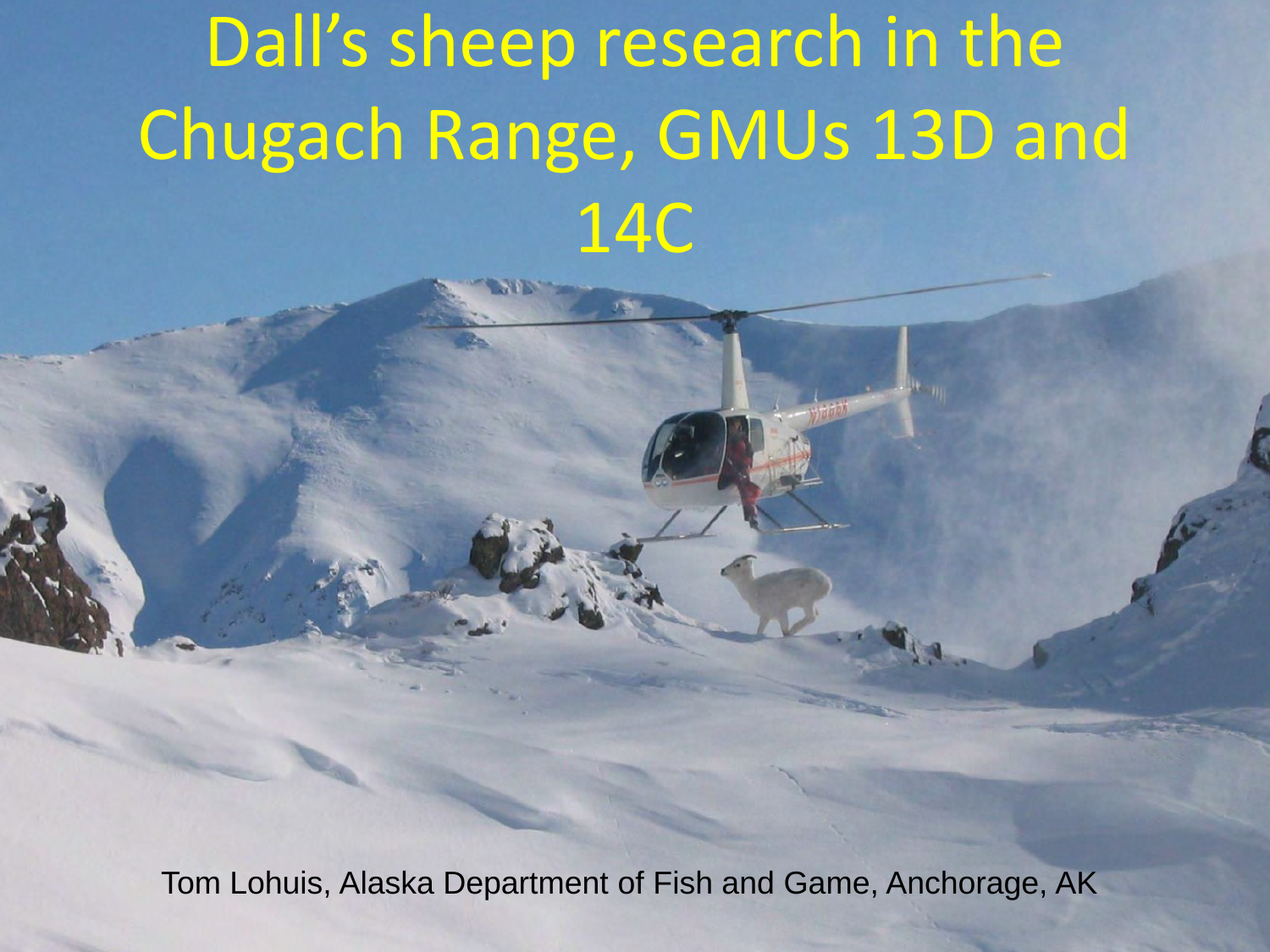# Dall's sheep research in the Chugach Range, GMUs 13D and 14C

Tom Lohuis, Alaska Department of Fish and Game, Anchorage, AK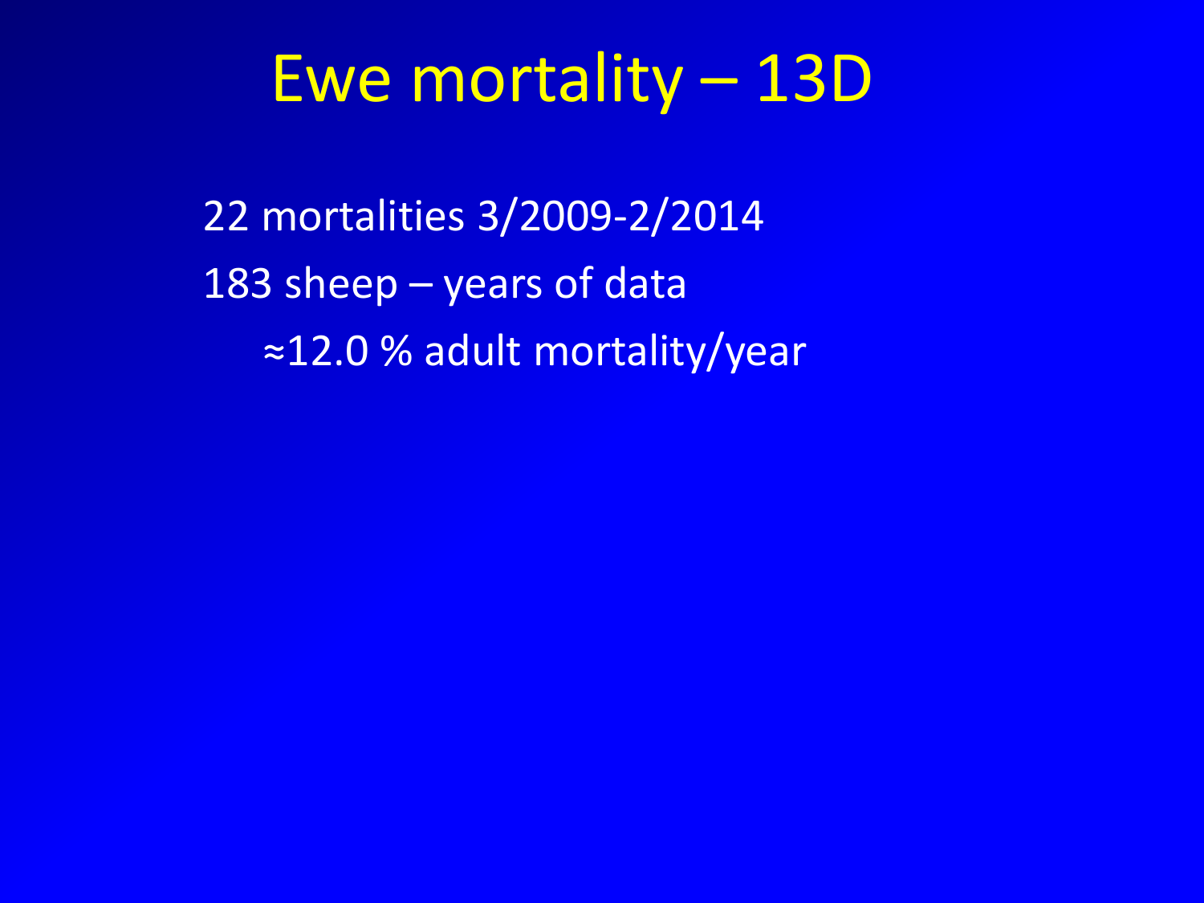# Ewe mortality – 13D

22 mortalities 3/2009-2/2014

183 sheep – years of data

 ≈12.0 % adult mortality/year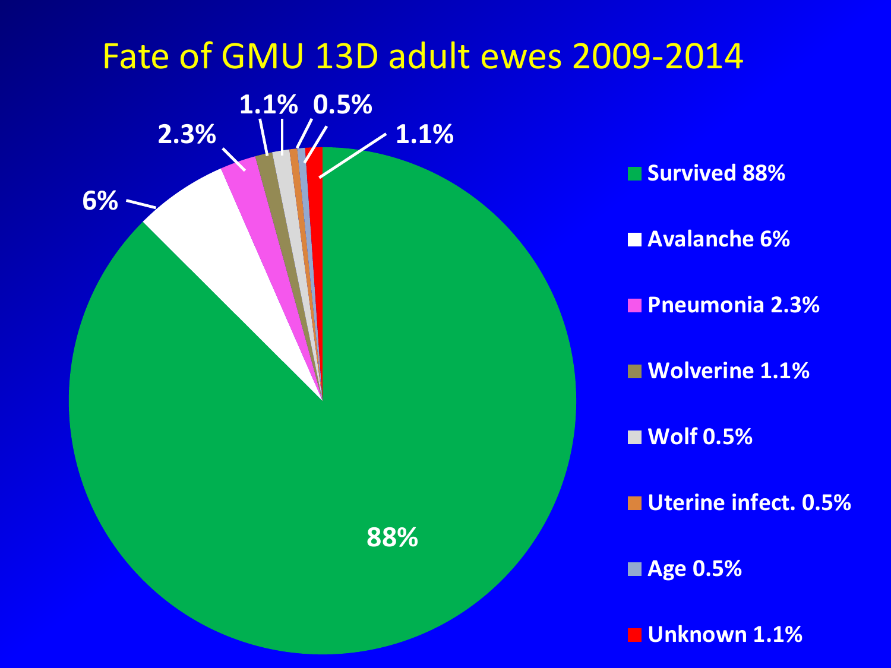# Fate of GMU 13D adult ewes 2009-2014

- Survived 88%
- Avalanche 6%
- Pneumonia 2.3%
- Wolverine 1.1%
- Wolf 0.5%
- Uterine infect. 0.5%
- Age 0.5%
- Unknown 1.1%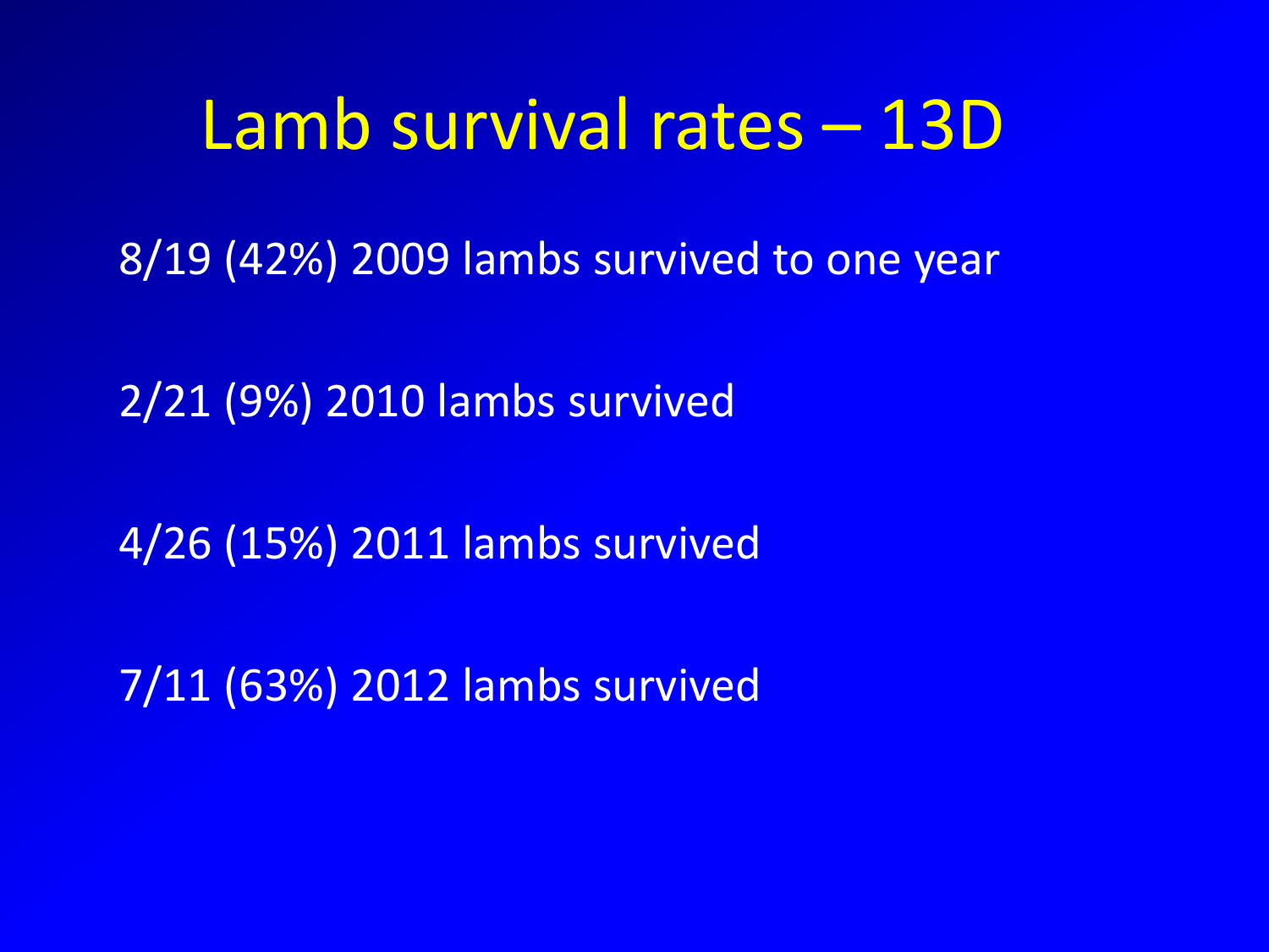# Lamb survival rates – 13D

8/19 (42%) 2009 lambs survived to one year

2/21 (9%) 2010 lambs survived

4/26 (15%) 2011 lambs survived

7/11 (63%) 2012 lambs survived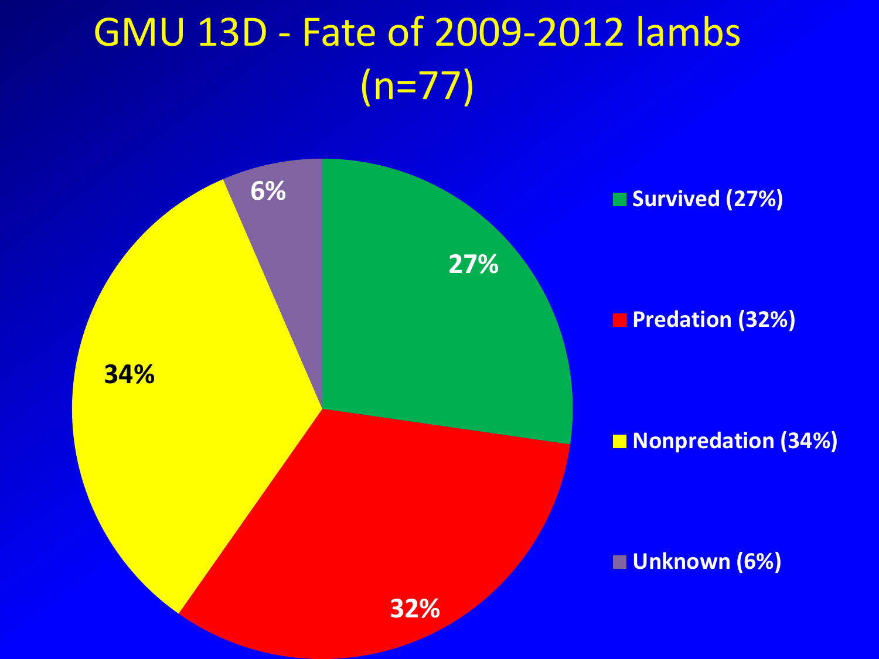# GMU 13D - Fate of 2009-2012 lambs (n=77)

- Survived (27%)
- Predation (32%)
- Nonpredation (34%)
- Unknown (6%)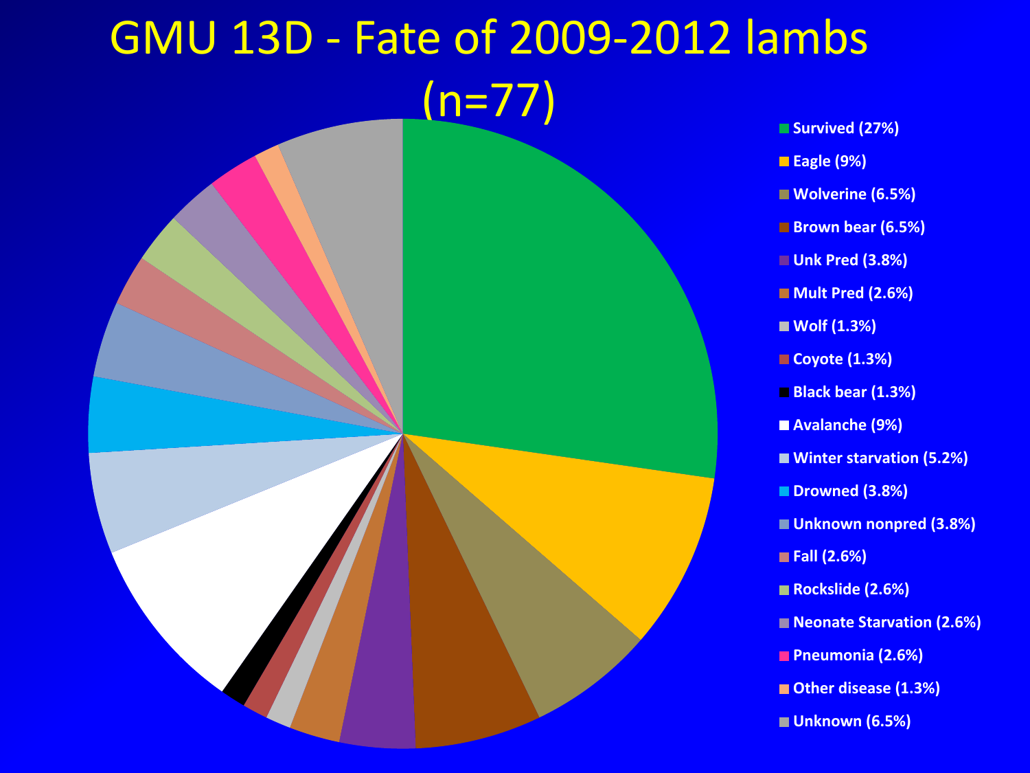# GMU 13D - Fate of 2009-2012 lambs (n=77)

- Survived (27%)
- Eagle (9%)
- Wolverine (6.5%)
- Brown bear (6.5%)
- Unk Pred (3.8%)
- Mult Pred (2.6%)
- Wolf (1.3%)
- Coyote (1.3%)
- Black bear (1.3%)
- Avalanche (9%)
- Winter starvation (5.2%)
- Drowned (3.8%)
- Unknown nonpred (3.8%)
- Fall (2.6%)
- Rockslide (2.6%)
- Neonate Starvation (2.6%)
- Pneumonia (2.6%)
- Other disease (1.3%)
- Unknown (6.5%)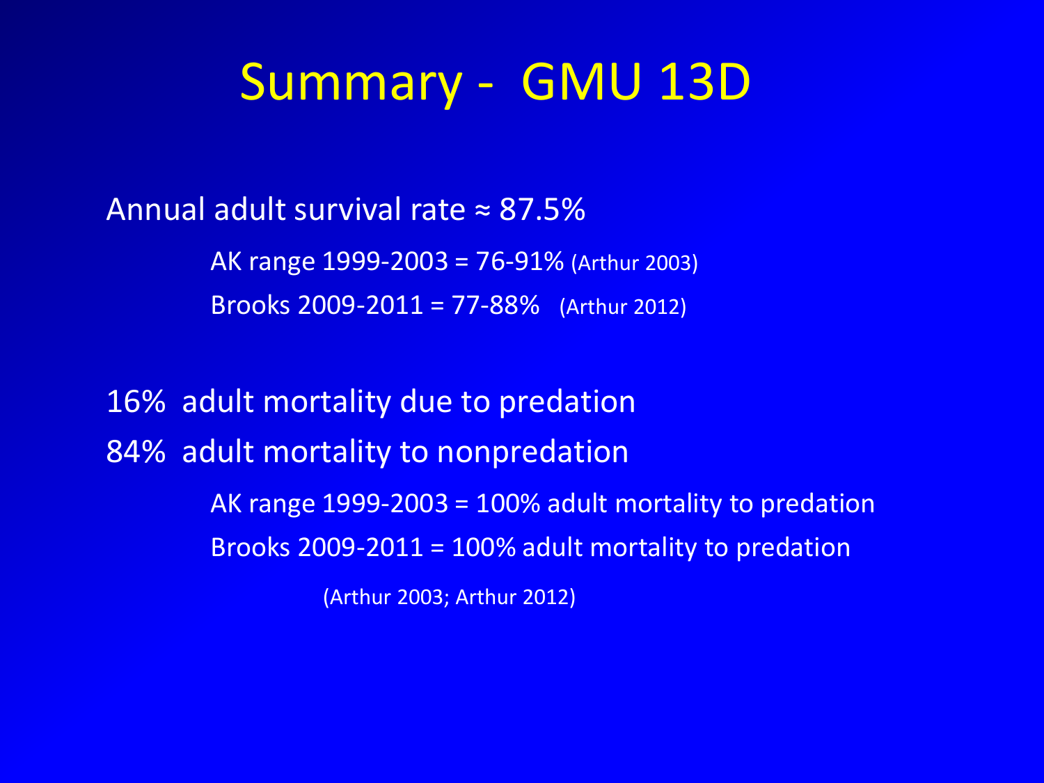# Summary - GMU 13D

Annual adult survival rate ≈ 87.5%

- AK range 1999-2003 = 76-91% (Arthur 2003)
- Brooks 2009-2011 = 77-88% (Arthur 2012)

16% adult mortality due to predation

84% adult mortality to nonpredation

- AK range 1999-2003 = 100% adult mortality to predation
- Brooks 2009-2011 = 100% adult mortality to predation

(Arthur 2003; Arthur 2012)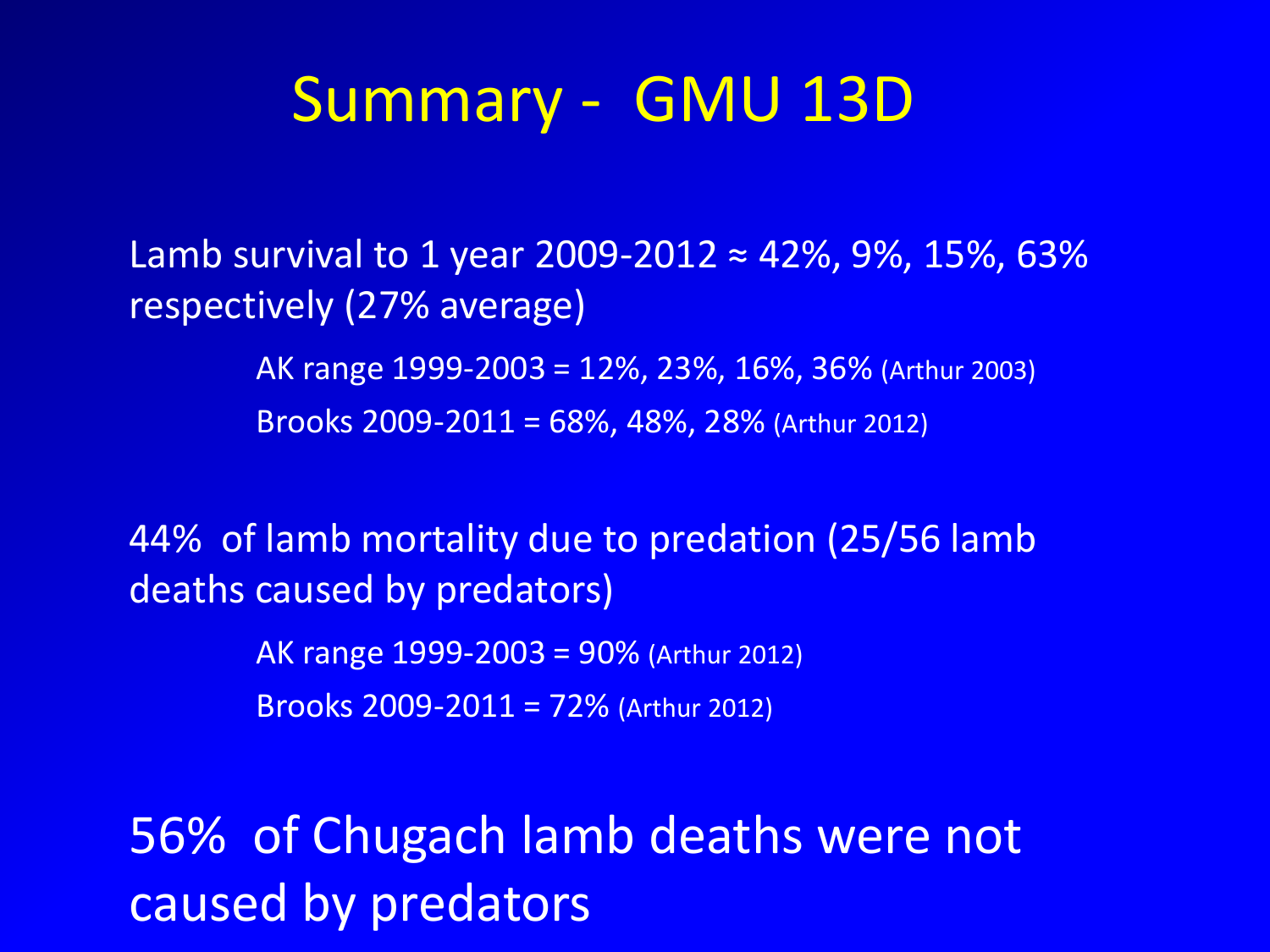# Summary - GMU 13D

Lamb survival to 1 year 2009-2012 ≈ 42%, 9%, 15%, 63% respectively (27% average)

- AK range 1999-2003 = 12%, 23%, 16%, 36% (Arthur 2003)
- Brooks 2009-2011 = 68%, 48%, 28% (Arthur 2012)

44% of lamb mortality due to predation (25/56 lamb deaths caused by predators)

- AK range 1999-2003 = 90% (Arthur 2012)
- Brooks 2009-2011 = 72% (Arthur 2012)

## 56% of Chugach lamb deaths were not caused by predators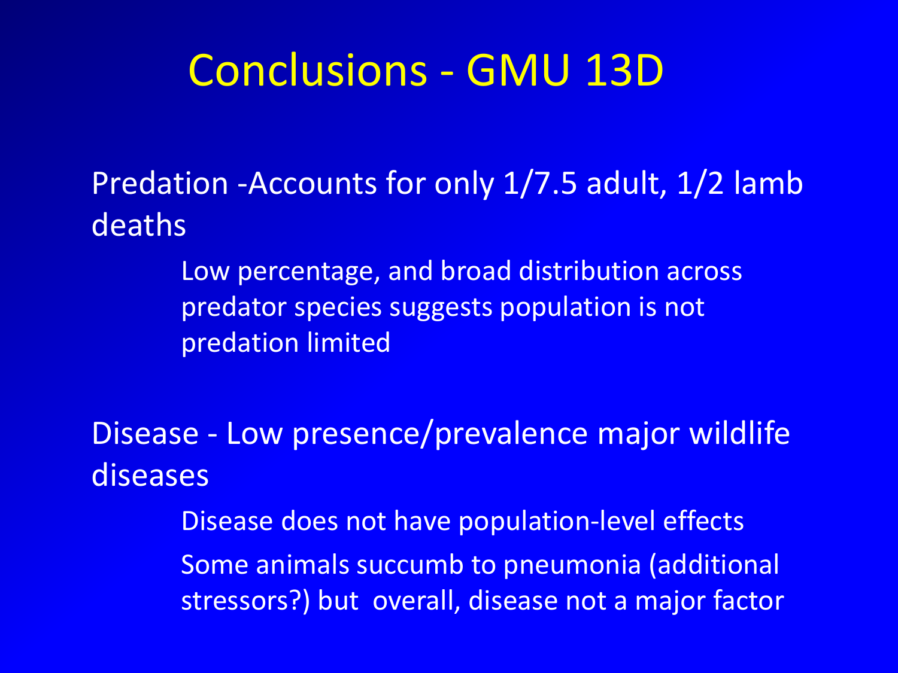# Conclusions - GMU 13D

Predation -Accounts for only 1/7.5 adult, 1/2 lamb deaths

- Low percentage, and broad distribution across predator species suggests population is not predation limited

Disease - Low presence/prevalence major wildlife diseases

- Disease does not have population-level effects
- Some animals succumb to pneumonia (additional stressors?) but overall, disease not a major factor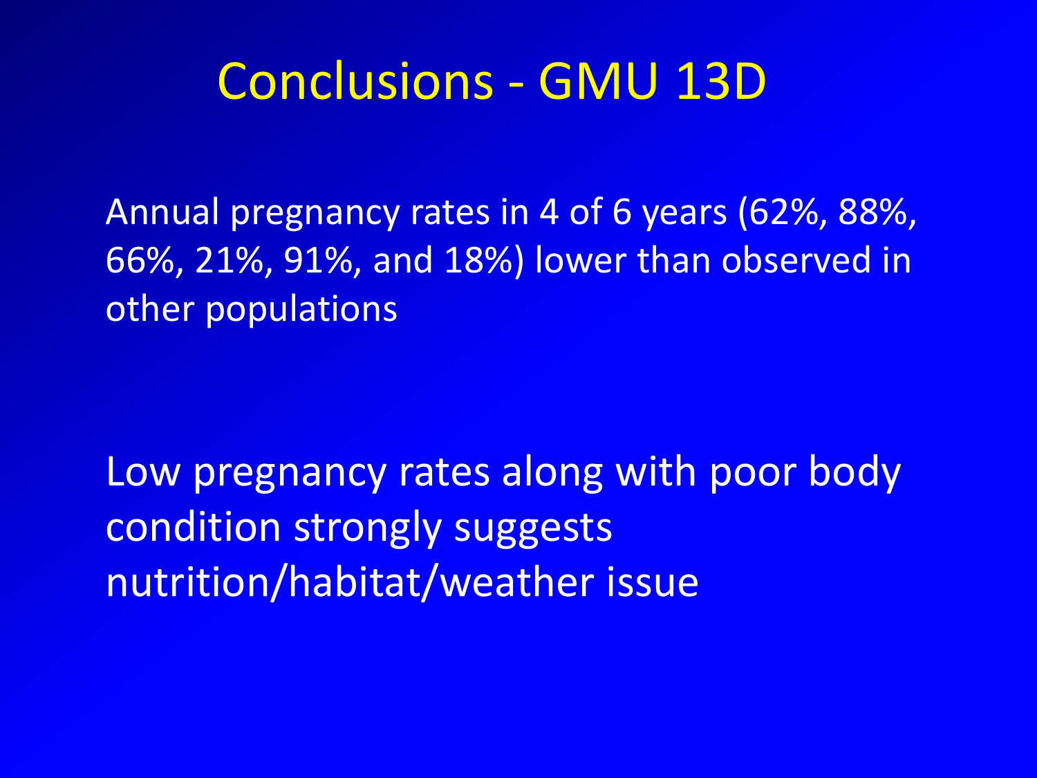# Conclusions - GMU 13D

Annual pregnancy rates in 4 of 6 years (62%, 88%, 66%, 21%, 91%, and 18%) lower than observed in other populations

Low pregnancy rates along with poor body condition strongly suggests nutrition/habitat/weather issue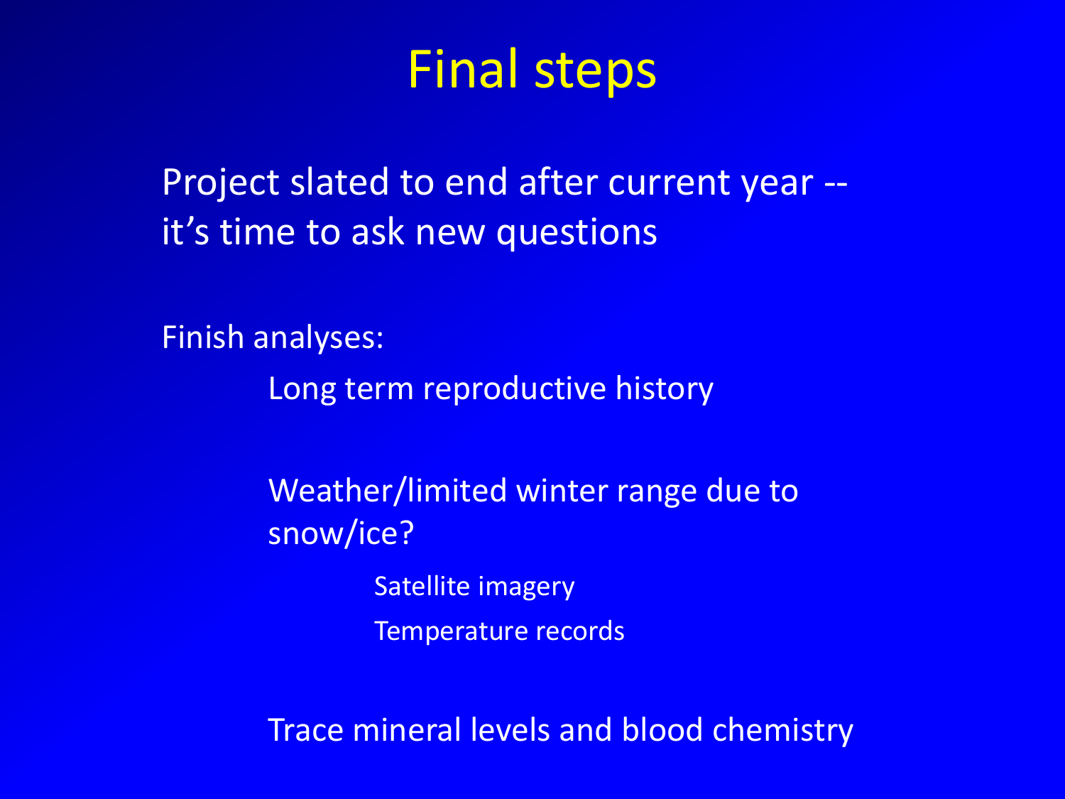# Final steps

Project slated to end after current year -- it's time to ask new questions

Finish analyses:

- Long term reproductive history
- Weather/limited winter range due to snow/ice?
  - Satellite imagery
  - Temperature records
- Trace mineral levels and blood chemistry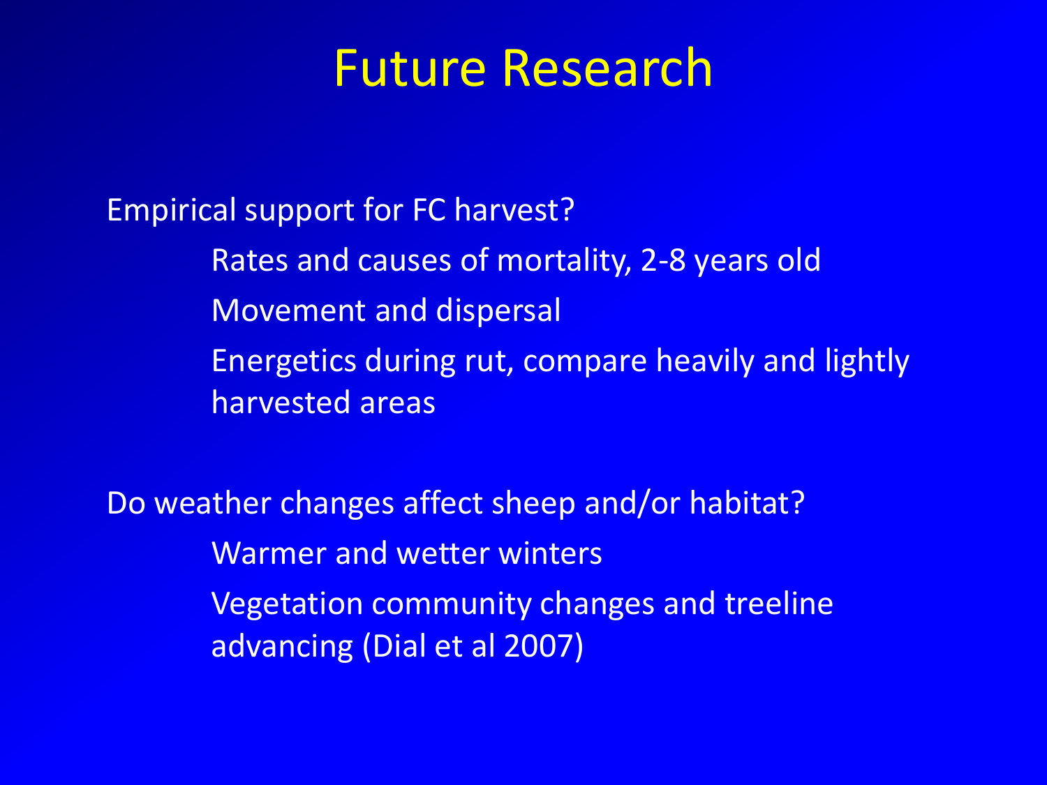# Future Research

Empirical support for FC harvest?

- Rates and causes of mortality, 2-8 years old
- Movement and dispersal
- Energetics during rut, compare heavily and lightly harvested areas

Do weather changes affect sheep and/or habitat?

- Warmer and wetter winters
- Vegetation community changes and treeline advancing (Dial et al 2007)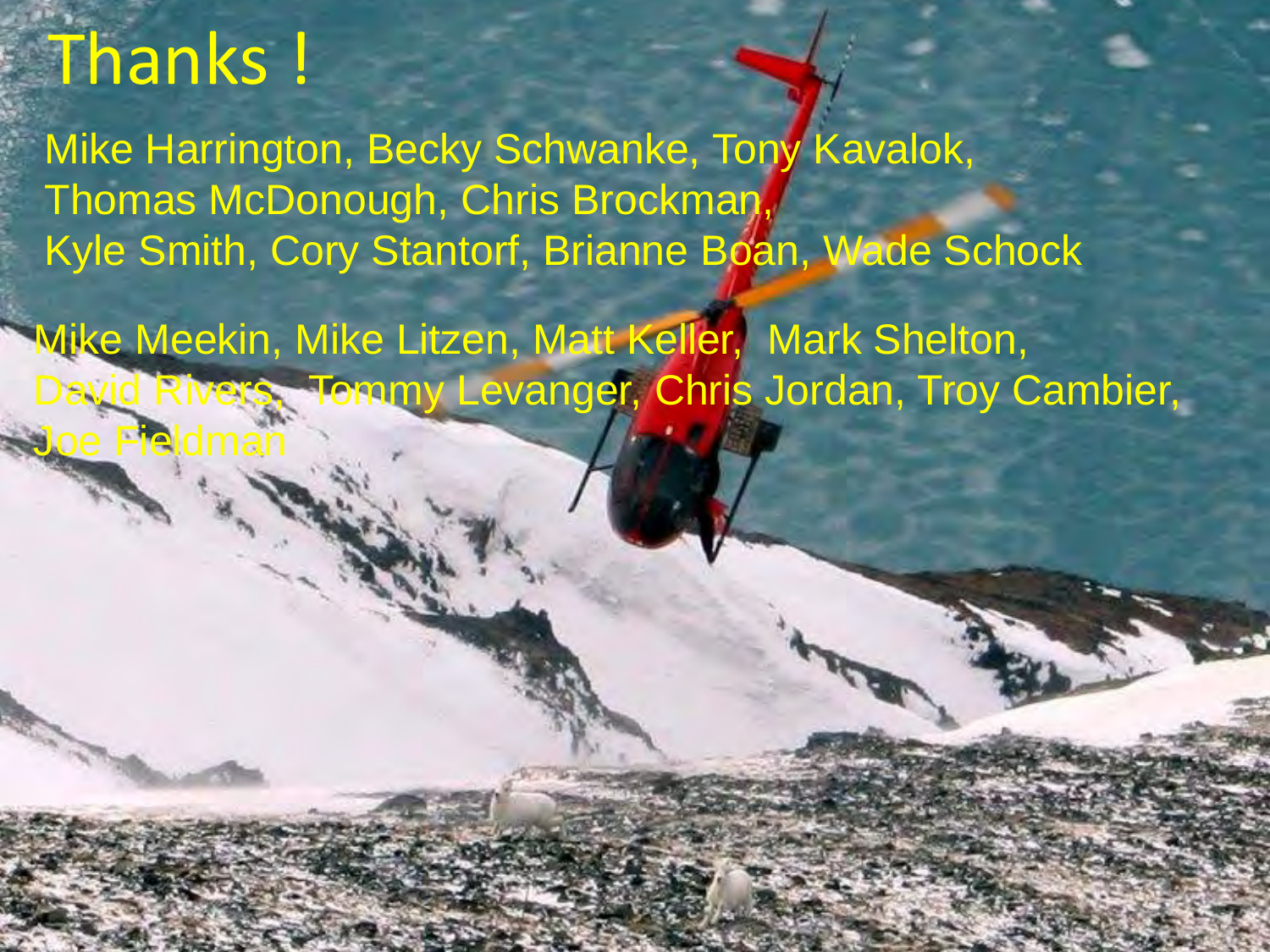# Thanks !

Mike Harrington, Becky Schwanke, Tony Kavalok,
Thomas McDonough, Chris Brockman,
Kyle Smith, Cory Stantorf, Brianne Boan, Wade Schock

Mike Meekin, Mike Litzen, Matt Keller, Mark Shelton,
David Rivers, Tommy Levanger, Chris Jordan, Troy Cambier,
Joe Fieldman